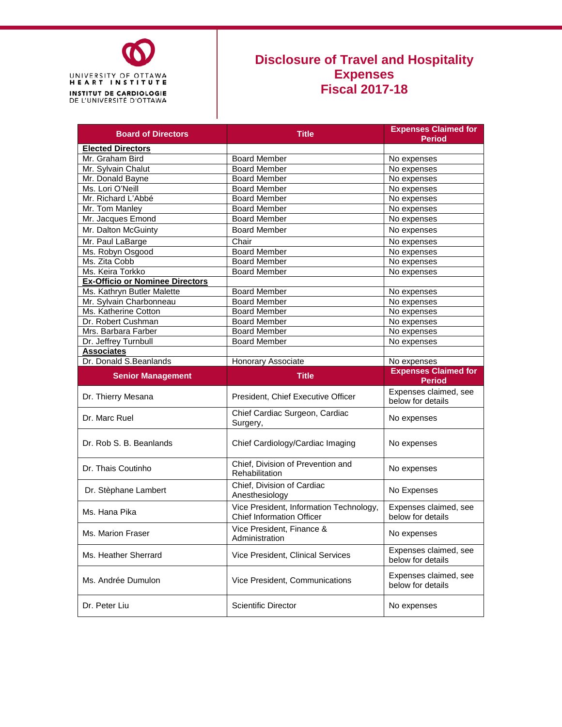UNIVERSITY OF OTTAWA
HEART INSTITUTE
INSTITUT DE CARDIOLOGIE
DE L'UNIVERSITÉ D'OTTAWA

# Disclosure of Travel and Hospitality Expenses
# Fiscal 2017-18

| Board of Directors | Title | Expenses Claimed for Period |
|---|---|---|
| **Elected Directors** | | |
| Mr. Graham Bird | Board Member | No expenses |
| Mr. Sylvain Chalut | Board Member | No expenses |
| Mr. Donald Bayne | Board Member | No expenses |
| Ms. Lori O'Neill | Board Member | No expenses |
| Mr. Richard L'Abbé | Board Member | No expenses |
| Mr. Tom Manley | Board Member | No expenses |
| Mr. Jacques Emond | Board Member | No expenses |
| Mr. Dalton McGuinty | Board Member | No expenses |
| Mr. Paul LaBarge | Chair | No expenses |
| Ms. Robyn Osgood | Board Member | No expenses |
| Ms. Zita Cobb | Board Member | No expenses |
| Ms. Keira Torkko | Board Member | No expenses |
| **Ex-Officio or Nominee Directors** | | |
| Ms. Kathryn Butler Malette | Board Member | No expenses |
| Mr. Sylvain Charbonneau | Board Member | No expenses |
| Ms. Katherine Cotton | Board Member | No expenses |
| Dr. Robert Cushman | Board Member | No expenses |
| Mrs. Barbara Farber | Board Member | No expenses |
| Dr. Jeffrey Turnbull | Board Member | No expenses |
| **Associates** | | |
| Dr. Donald S.Beanlands | Honorary Associate | No expenses |
| **Senior Management** | **Title** | **Expenses Claimed for Period** |
| Dr. Thierry Mesana | President, Chief Executive Officer | Expenses claimed, see below for details |
| Dr. Marc Ruel | Chief Cardiac Surgeon, Cardiac Surgery, | No expenses |
| Dr. Rob S. B. Beanlands | Chief Cardiology/Cardiac Imaging | No expenses |
| Dr. Thais Coutinho | Chief, Division of Prevention and Rehabilitation | No expenses |
| Dr. Stèphane Lambert | Chief, Division of Cardiac Anesthesiology | No Expenses |
| Ms. Hana Pika | Vice President, Information Technology, Chief Information Officer | Expenses claimed, see below for details |
| Ms. Marion Fraser | Vice President, Finance & Administration | No expenses |
| Ms. Heather Sherrard | Vice President, Clinical Services | Expenses claimed, see below for details |
| Ms. Andrée Dumulon | Vice President, Communications | Expenses claimed, see below for details |
| Dr. Peter Liu | Scientific Director | No expenses |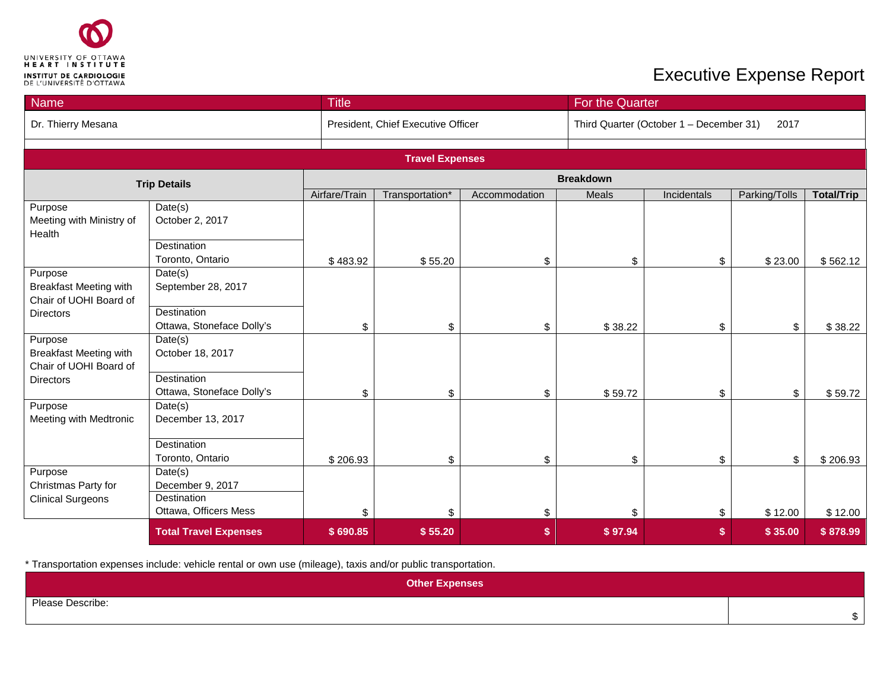UNIVERSITY OF OTTAWA HEART INSTITUTE
INSTITUT DE CARDIOLOGIE DE L'UNIVERSITÉ D'OTTAWA

# Executive Expense Report

| Name | Title | For the Quarter |
|---|---|---|
| Dr. Thierry Mesana | President, Chief Executive Officer | Third Quarter (October 1 – December 31) 2017 |

## Travel Expenses

| Trip Details | | Breakdown | | | | | | |
|---|---|---|---|---|---|---|---|---|
| | | Airfare/Train | Transportation* | Accommodation | Meals | Incidentals | Parking/Tolls | Total/Trip |
| Purpose Meeting with Ministry of Health | Date(s) October 2, 2017 Destination Toronto, Ontario | $ 483.92 | $ 55.20 | $ | $ | $ | $ 23.00 | $ 562.12 |
| Purpose Breakfast Meeting with Chair of UOHI Board of Directors | Date(s) September 28, 2017 Destination Ottawa, Stoneface Dolly's | $ | $ | $ | $ 38.22 | $ | $ | $ 38.22 |
| Purpose Breakfast Meeting with Chair of UOHI Board of Directors | Date(s) October 18, 2017 Destination Ottawa, Stoneface Dolly's | $ | $ | $ | $ 59.72 | $ | $ | $ 59.72 |
| Purpose Meeting with Medtronic | Date(s) December 13, 2017 Destination Toronto, Ontario | $ 206.93 | $ | $ | $ | $ | $ | $ 206.93 |
| Purpose Christmas Party for Clinical Surgeons | Date(s) December 9, 2017 Destination Ottawa, Officers Mess | $ | $ | $ | $ | $ | $ 12.00 | $ 12.00 |
| | **Total Travel Expenses** | **$ 690.85** | **$ 55.20** | **$** | **$ 97.94** | **$** | **$ 35.00** | **$ 878.99** |

* Transportation expenses include: vehicle rental or own use (mileage), taxis and/or public transportation.

## Other Expenses

| Please Describe: | $ |
|---|---|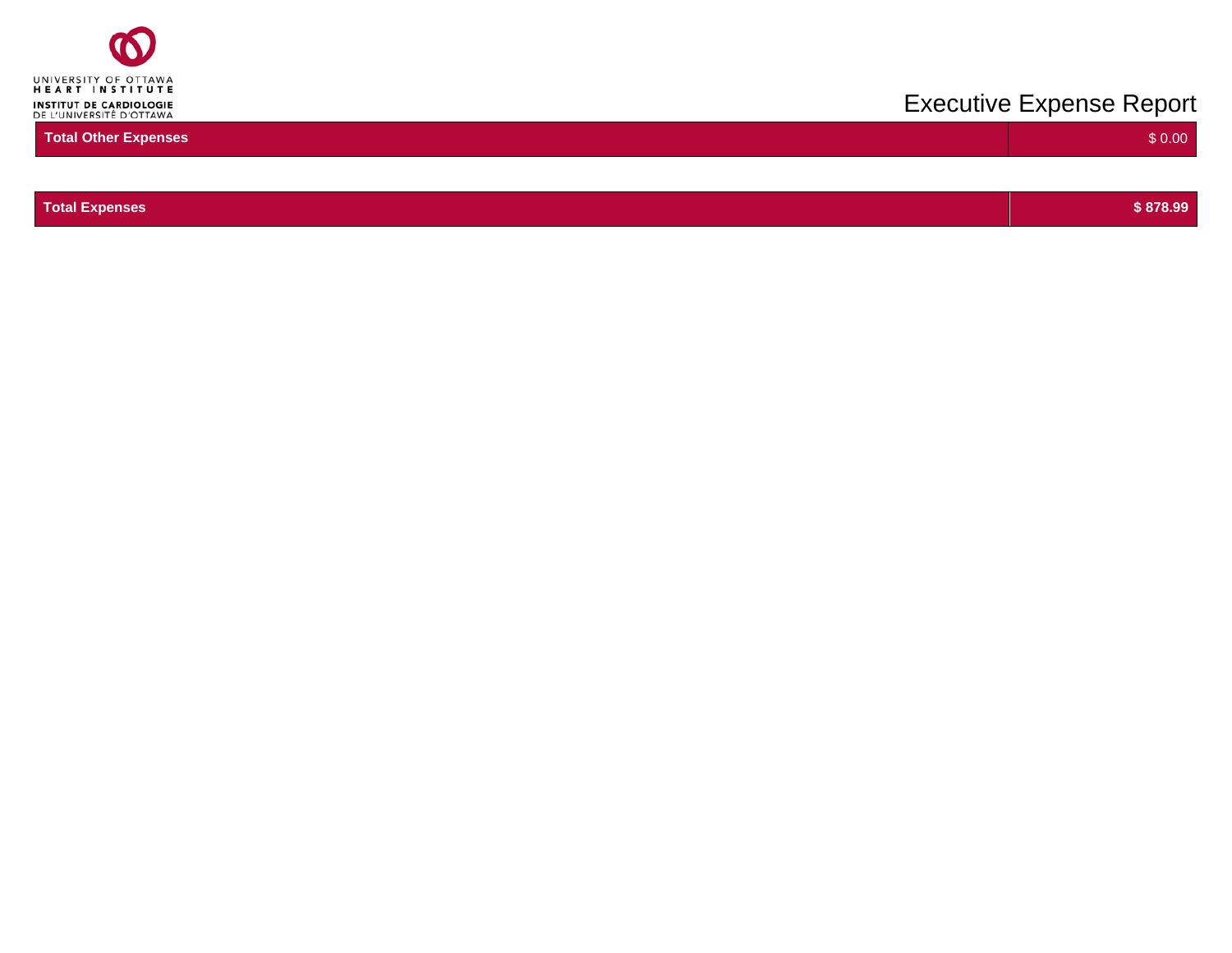| Total Other Expenses | $ 0.00 |
|---|---|

| **Total Expenses** | **$ 878.99** |
|---|---|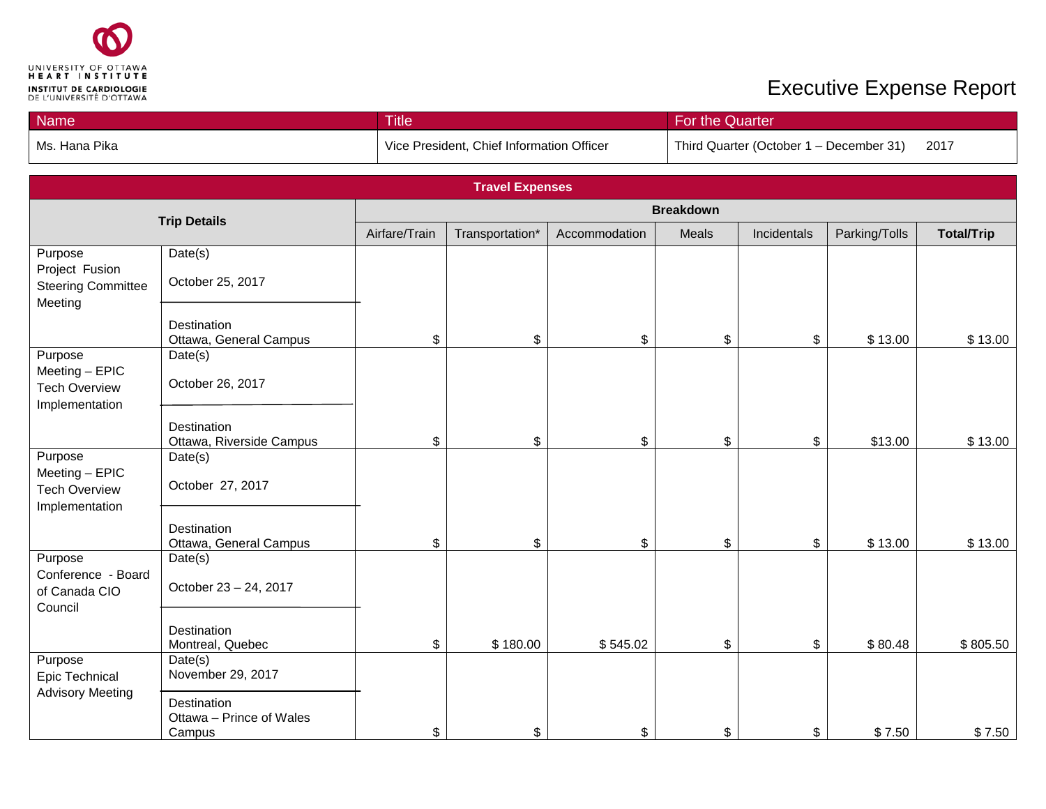UNIVERSITY OF OTTAWA HEART INSTITUTE
INSTITUT DE CARDIOLOGIE DE L'UNIVERSITÉ D'OTTAWA

# Executive Expense Report

| Name | Title | For the Quarter |
|---|---|---|
| Ms. Hana Pika | Vice President, Chief Information Officer | Third Quarter (October 1 – December 31) 2017 |

**Travel Expenses**

| **Trip Details** | | **Breakdown** | | | | | | |
|---|---|---|---|---|---|---|---|---|
| | | Airfare/Train | Transportation* | Accommodation | Meals | Incidentals | Parking/Tolls | **Total/Trip** |
| Purpose Project Fusion Steering Committee Meeting | Date(s) October 25, 2017 Destination Ottawa, General Campus | $ | $ | $ | $ | $ | $ 13.00 | $ 13.00 |
| Purpose Meeting – EPIC Tech Overview Implementation | Date(s) October 26, 2017 Destination Ottawa, Riverside Campus | $ | $ | $ | $ | $ | $13.00 | $ 13.00 |
| Purpose Meeting – EPIC Tech Overview Implementation | Date(s) October 27, 2017 Destination Ottawa, General Campus | $ | $ | $ | $ | $ | $ 13.00 | $ 13.00 |
| Purpose Conference - Board of Canada CIO Council | Date(s) October 23 – 24, 2017 Destination Montreal, Quebec | $ | $ 180.00 | $ 545.02 | $ | $ | $ 80.48 | $ 805.50 |
| Purpose Epic Technical Advisory Meeting | Date(s) November 29, 2017 Destination Ottawa – Prince of Wales Campus | $ | $ | $ | $ | $ | $ 7.50 | $ 7.50 |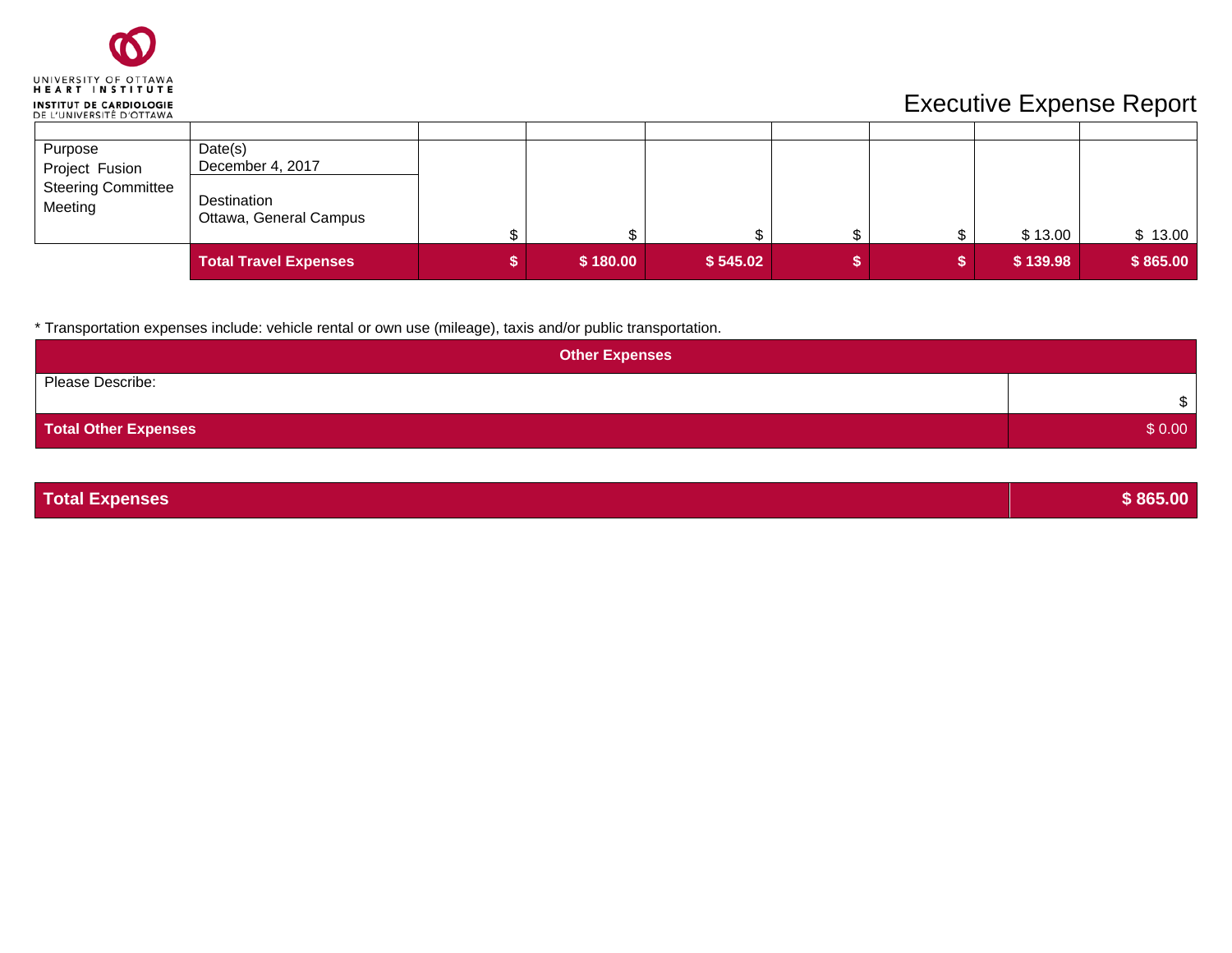UNIVERSITY OF OTTAWA HEART INSTITUTE
INSTITUT DE CARDIOLOGIE DE L'UNIVERSITÉ D'OTTAWA

# Executive Expense Report

| | | | | | | | | |
|---|---|---|---|---|---|---|---|---|
| Purpose<br>Project Fusion Steering Committee Meeting | Date(s)<br>December 4, 2017<br><br>Destination<br>Ottawa, General Campus | $ | $ | $ | $ | $ | $ 13.00 | $ 13.00 |
| | **Total Travel Expenses** | **$** | **$ 180.00** | **$ 545.02** | **$** | **$** | **$ 139.98** | **$ 865.00** |

* Transportation expenses include: vehicle rental or own use (mileage), taxis and/or public transportation.

| **Other Expenses** | |
|---|---|
| Please Describe: | $ |
| **Total Other Expenses** | $ 0.00 |

| **Total Expenses** | **$ 865.00** |
|---|---|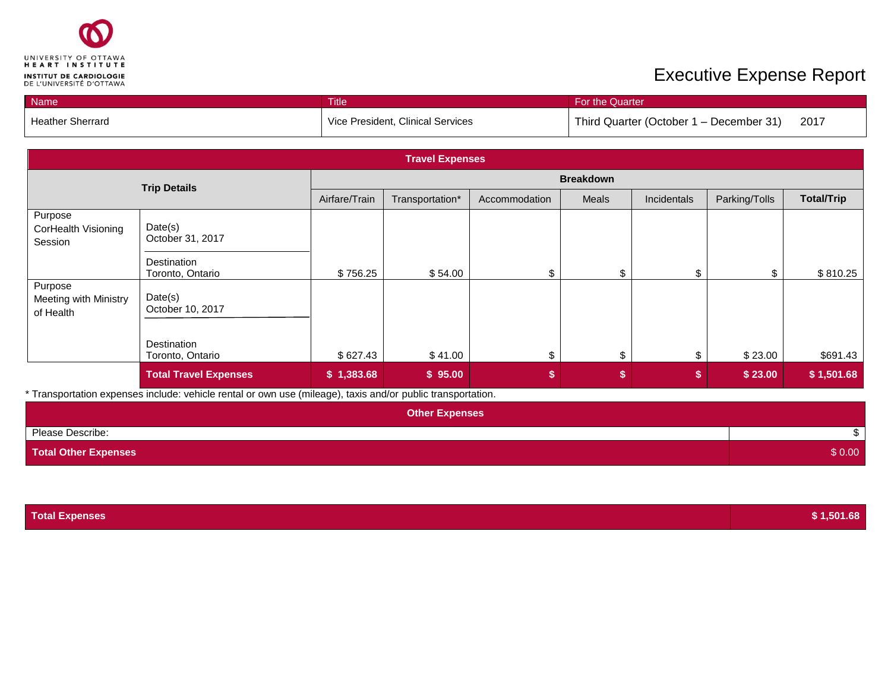UNIVERSITY OF OTTAWA HEART INSTITUTE
INSTITUT DE CARDIOLOGIE DE L'UNIVERSITÉ D'OTTAWA

# Executive Expense Report

| Name | Title | For the Quarter |
|---|---|---|
| Heather Sherrard | Vice President, Clinical Services | Third Quarter (October 1 – December 31) 2017 |

| Travel Expenses | | | | | | | | | |
|---|---|---|---|---|---|---|---|---|---|
| Trip Details | | Breakdown | | | | | | | |
| | | Airfare/Train | Transportation* | Accommodation | Meals | Incidentals | Parking/Tolls | **Total/Trip** |
| Purpose CorHealth Visioning Session | Date(s) October 31, 2017 Destination Toronto, Ontario | $ 756.25 | $ 54.00 | $ | $ | $ | $ | $ 810.25 |
| Purpose Meeting with Ministry of Health | Date(s) October 10, 2017 Destination Toronto, Ontario | $ 627.43 | $ 41.00 | $ | $ | $ | $ 23.00 | $691.43 |
| | **Total Travel Expenses** | **$ 1,383.68** | **$ 95.00** | **$** | **$** | **$** | **$ 23.00** | **$ 1,501.68** |

* Transportation expenses include: vehicle rental or own use (mileage), taxis and/or public transportation.

| Other Expenses | |
|---|---|
| Please Describe: | $ |
| **Total Other Expenses** | $ 0.00 |

| **Total Expenses** | **$ 1,501.68** |
|---|---|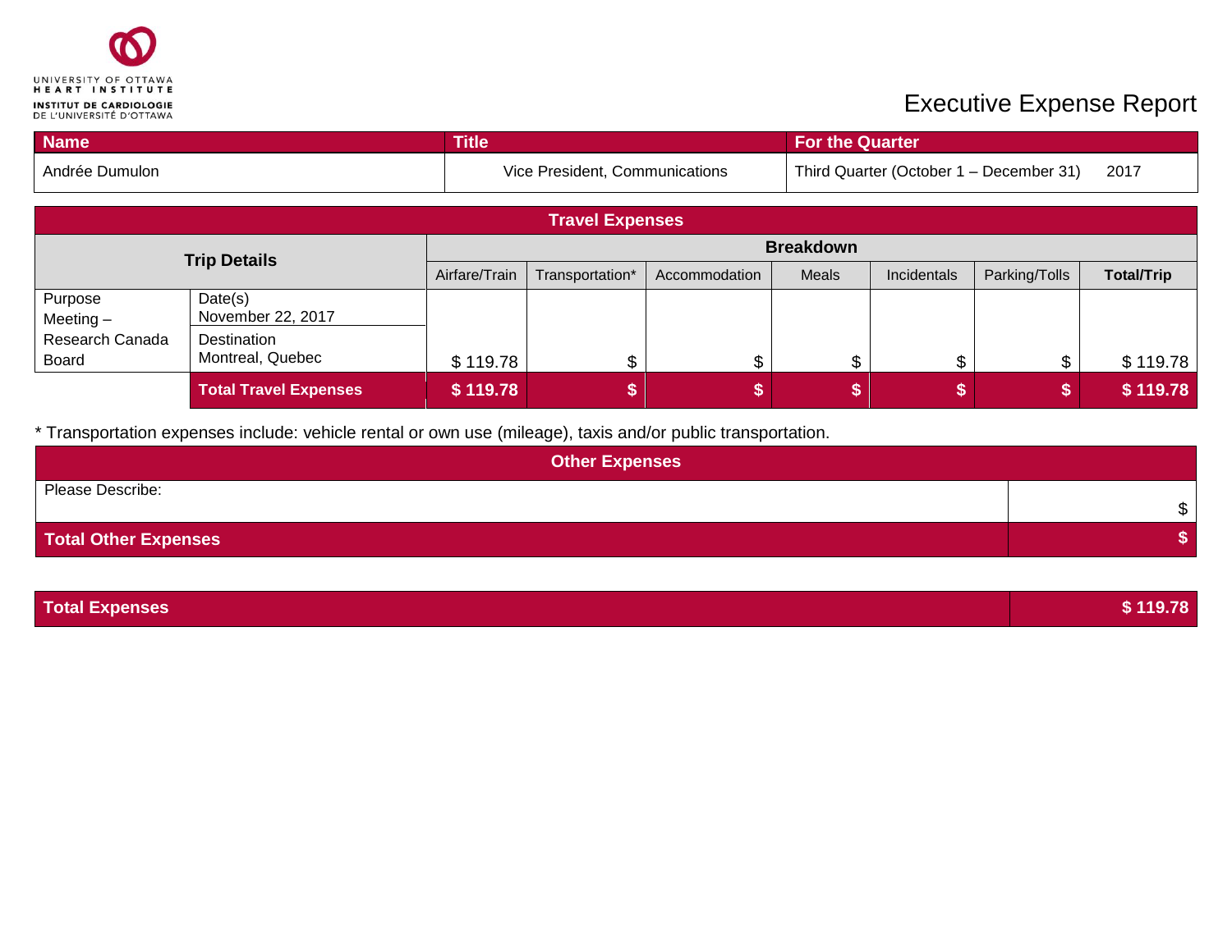UNIVERSITY OF OTTAWA HEART INSTITUTE
INSTITUT DE CARDIOLOGIE DE L'UNIVERSITÉ D'OTTAWA

# Executive Expense Report

| Name | Title | For the Quarter |
|---|---|---|
| Andrée Dumulon | Vice President, Communications | Third Quarter (October 1 – December 31) 2017 |

## Travel Expenses

| Trip Details | | Breakdown | | | | | | |
|---|---|---|---|---|---|---|---|---|
| | | Airfare/Train | Transportation* | Accommodation | Meals | Incidentals | Parking/Tolls | **Total/Trip** |
| Purpose Meeting – Research Canada Board | Date(s) November 22, 2017; Destination Montreal, Quebec | $ 119.78 | $ | $ | $ | $ | $ | $ 119.78 |
| | **Total Travel Expenses** | **$ 119.78** | **$** | **$** | **$** | **$** | **$** | **$ 119.78** |

* Transportation expenses include: vehicle rental or own use (mileage), taxis and/or public transportation.

## Other Expenses

| Other Expenses | |
|---|---|
| Please Describe: | $ |
| **Total Other Expenses** | **$** |

| | |
|---|---|
| **Total Expenses** | **$ 119.78** |